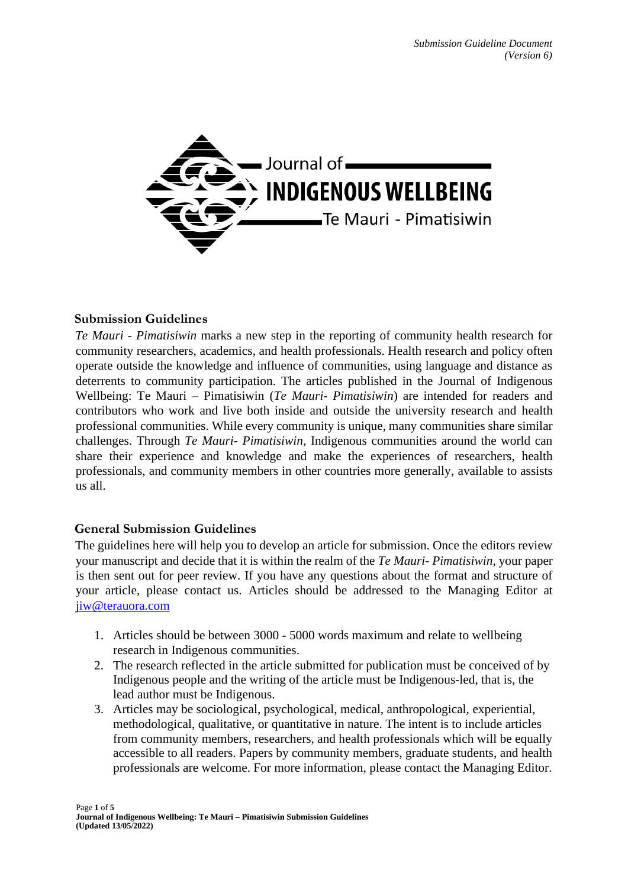*Submission Guideline Document (Version 6)*

Journal of
INDIGENOUS WELLBEING
Te Mauri - Pimatisiwin

## Submission Guidelines

*Te Mauri - Pimatisiwin* marks a new step in the reporting of community health research for community researchers, academics, and health professionals. Health research and policy often operate outside the knowledge and influence of communities, using language and distance as deterrents to community participation. The articles published in the Journal of Indigenous Wellbeing: Te Mauri – Pimatisiwin (*Te Mauri- Pimatisiwin*) are intended for readers and contributors who work and live both inside and outside the university research and health professional communities. While every community is unique, many communities share similar challenges. Through *Te Mauri- Pimatisiwin*, Indigenous communities around the world can share their experience and knowledge and make the experiences of researchers, health professionals, and community members in other countries more generally, available to assists us all.

## General Submission Guidelines

The guidelines here will help you to develop an article for submission. Once the editors review your manuscript and decide that it is within the realm of the *Te Mauri- Pimatisiwin*, your paper is then sent out for peer review. If you have any questions about the format and structure of your article, please contact us. Articles should be addressed to the Managing Editor at [jiw@terauora.com](mailto:jiw@terauora.com)

1. Articles should be between 3000 - 5000 words maximum and relate to wellbeing research in Indigenous communities.
2. The research reflected in the article submitted for publication must be conceived of by Indigenous people and the writing of the article must be Indigenous-led, that is, the lead author must be Indigenous.
3. Articles may be sociological, psychological, medical, anthropological, experiential, methodological, qualitative, or quantitative in nature. The intent is to include articles from community members, researchers, and health professionals which will be equally accessible to all readers. Papers by community members, graduate students, and health professionals are welcome. For more information, please contact the Managing Editor.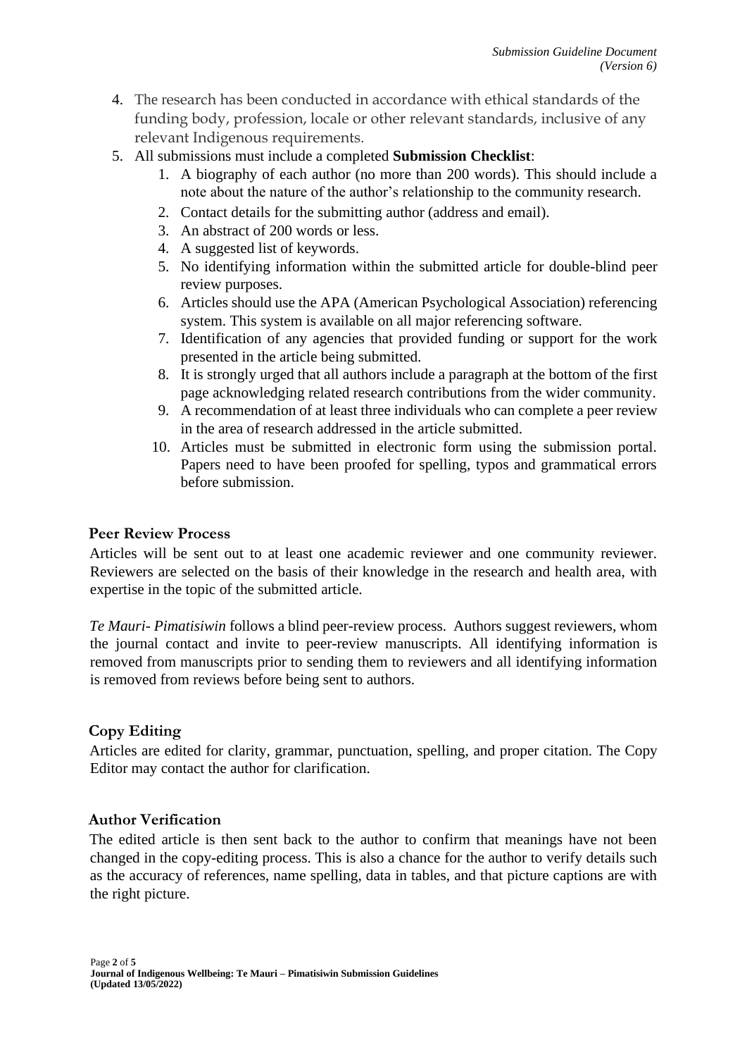4. The research has been conducted in accordance with ethical standards of the funding body, profession, locale or other relevant standards, inclusive of any relevant Indigenous requirements.
5. All submissions must include a completed **Submission Checklist**:
    1. A biography of each author (no more than 200 words). This should include a note about the nature of the author's relationship to the community research.
    2. Contact details for the submitting author (address and email).
    3. An abstract of 200 words or less.
    4. A suggested list of keywords.
    5. No identifying information within the submitted article for double-blind peer review purposes.
    6. Articles should use the APA (American Psychological Association) referencing system. This system is available on all major referencing software.
    7. Identification of any agencies that provided funding or support for the work presented in the article being submitted.
    8. It is strongly urged that all authors include a paragraph at the bottom of the first page acknowledging related research contributions from the wider community.
    9. A recommendation of at least three individuals who can complete a peer review in the area of research addressed in the article submitted.
    10. Articles must be submitted in electronic form using the submission portal. Papers need to have been proofed for spelling, typos and grammatical errors before submission.

## Peer Review Process

Articles will be sent out to at least one academic reviewer and one community reviewer. Reviewers are selected on the basis of their knowledge in the research and health area, with expertise in the topic of the submitted article.

*Te Mauri- Pimatisiwin* follows a blind peer-review process. Authors suggest reviewers, whom the journal contact and invite to peer-review manuscripts. All identifying information is removed from manuscripts prior to sending them to reviewers and all identifying information is removed from reviews before being sent to authors.

## Copy Editing

Articles are edited for clarity, grammar, punctuation, spelling, and proper citation. The Copy Editor may contact the author for clarification.

## Author Verification

The edited article is then sent back to the author to confirm that meanings have not been changed in the copy-editing process. This is also a chance for the author to verify details such as the accuracy of references, name spelling, data in tables, and that picture captions are with the right picture.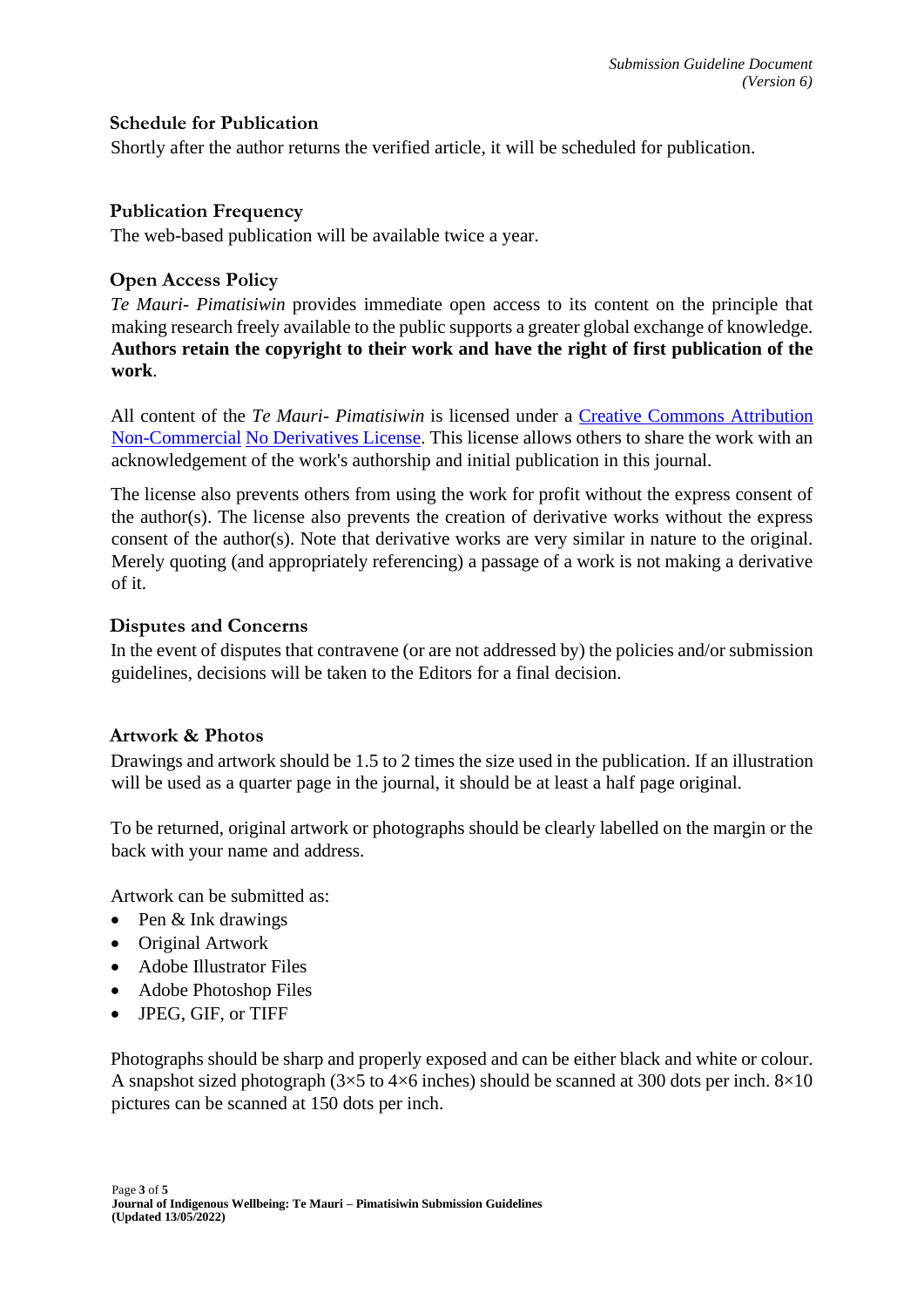### Schedule for Publication

Shortly after the author returns the verified article, it will be scheduled for publication.

### Publication Frequency

The web-based publication will be available twice a year.

### Open Access Policy

*Te Mauri- Pimatisiwin* provides immediate open access to its content on the principle that making research freely available to the public supports a greater global exchange of knowledge. **Authors retain the copyright to their work and have the right of first publication of the work**.

All content of the *Te Mauri- Pimatisiwin* is licensed under a Creative Commons Attribution Non-Commercial No Derivatives License. This license allows others to share the work with an acknowledgement of the work's authorship and initial publication in this journal.

The license also prevents others from using the work for profit without the express consent of the author(s). The license also prevents the creation of derivative works without the express consent of the author(s). Note that derivative works are very similar in nature to the original. Merely quoting (and appropriately referencing) a passage of a work is not making a derivative of it.

### Disputes and Concerns

In the event of disputes that contravene (or are not addressed by) the policies and/or submission guidelines, decisions will be taken to the Editors for a final decision.

### Artwork & Photos

Drawings and artwork should be 1.5 to 2 times the size used in the publication. If an illustration will be used as a quarter page in the journal, it should be at least a half page original.

To be returned, original artwork or photographs should be clearly labelled on the margin or the back with your name and address.

Artwork can be submitted as:

- Pen & Ink drawings
- Original Artwork
- Adobe Illustrator Files
- Adobe Photoshop Files
- JPEG, GIF, or TIFF

Photographs should be sharp and properly exposed and can be either black and white or colour. A snapshot sized photograph (3×5 to 4×6 inches) should be scanned at 300 dots per inch. 8×10 pictures can be scanned at 150 dots per inch.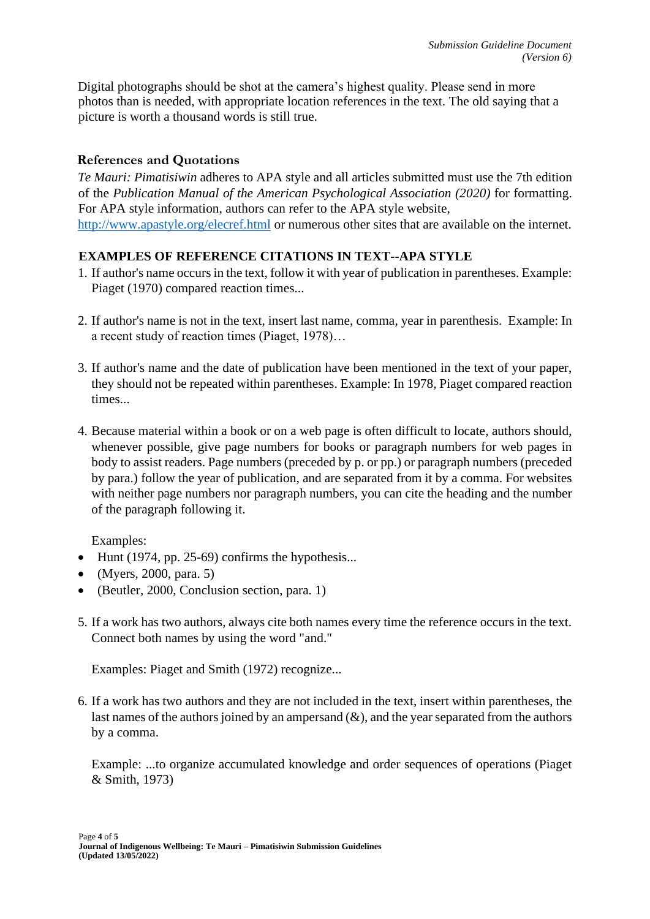Digital photographs should be shot at the camera's highest quality. Please send in more photos than is needed, with appropriate location references in the text. The old saying that a picture is worth a thousand words is still true.

### References and Quotations

*Te Mauri: Pimatisiwin* adheres to APA style and all articles submitted must use the 7th edition of the *Publication Manual of the American Psychological Association (2020)* for formatting. For APA style information, authors can refer to the APA style website, http://www.apastyle.org/elecref.html or numerous other sites that are available on the internet.

### EXAMPLES OF REFERENCE CITATIONS IN TEXT--APA STYLE

1. If author's name occurs in the text, follow it with year of publication in parentheses. Example: Piaget (1970) compared reaction times...

2. If author's name is not in the text, insert last name, comma, year in parenthesis. Example: In a recent study of reaction times (Piaget, 1978)…

3. If author's name and the date of publication have been mentioned in the text of your paper, they should not be repeated within parentheses. Example: In 1978, Piaget compared reaction times...

4. Because material within a book or on a web page is often difficult to locate, authors should, whenever possible, give page numbers for books or paragraph numbers for web pages in body to assist readers. Page numbers (preceded by p. or pp.) or paragraph numbers (preceded by para.) follow the year of publication, and are separated from it by a comma. For websites with neither page numbers nor paragraph numbers, you can cite the heading and the number of the paragraph following it.

   Examples:

   - Hunt (1974, pp. 25-69) confirms the hypothesis...
   - (Myers, 2000, para. 5)
   - (Beutler, 2000, Conclusion section, para. 1)

5. If a work has two authors, always cite both names every time the reference occurs in the text. Connect both names by using the word "and."

   Examples: Piaget and Smith (1972) recognize...

6. If a work has two authors and they are not included in the text, insert within parentheses, the last names of the authors joined by an ampersand (&), and the year separated from the authors by a comma.

   Example: ...to organize accumulated knowledge and order sequences of operations (Piaget & Smith, 1973)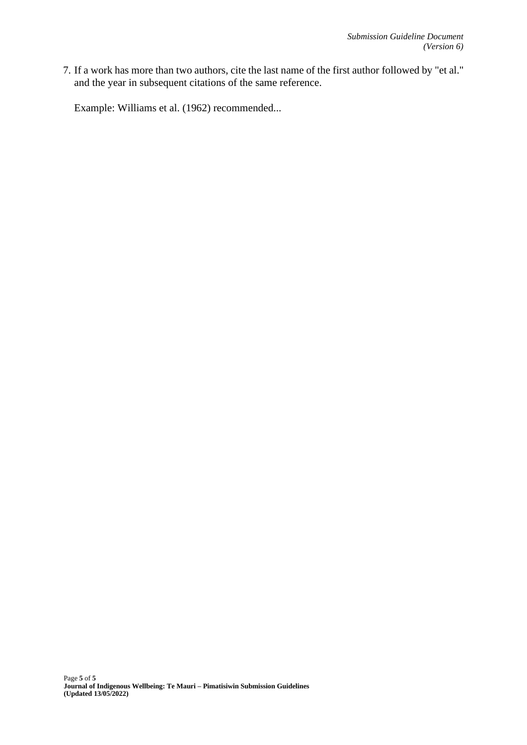7. If a work has more than two authors, cite the last name of the first author followed by "et al." and the year in subsequent citations of the same reference.

   Example: Williams et al. (1962) recommended...